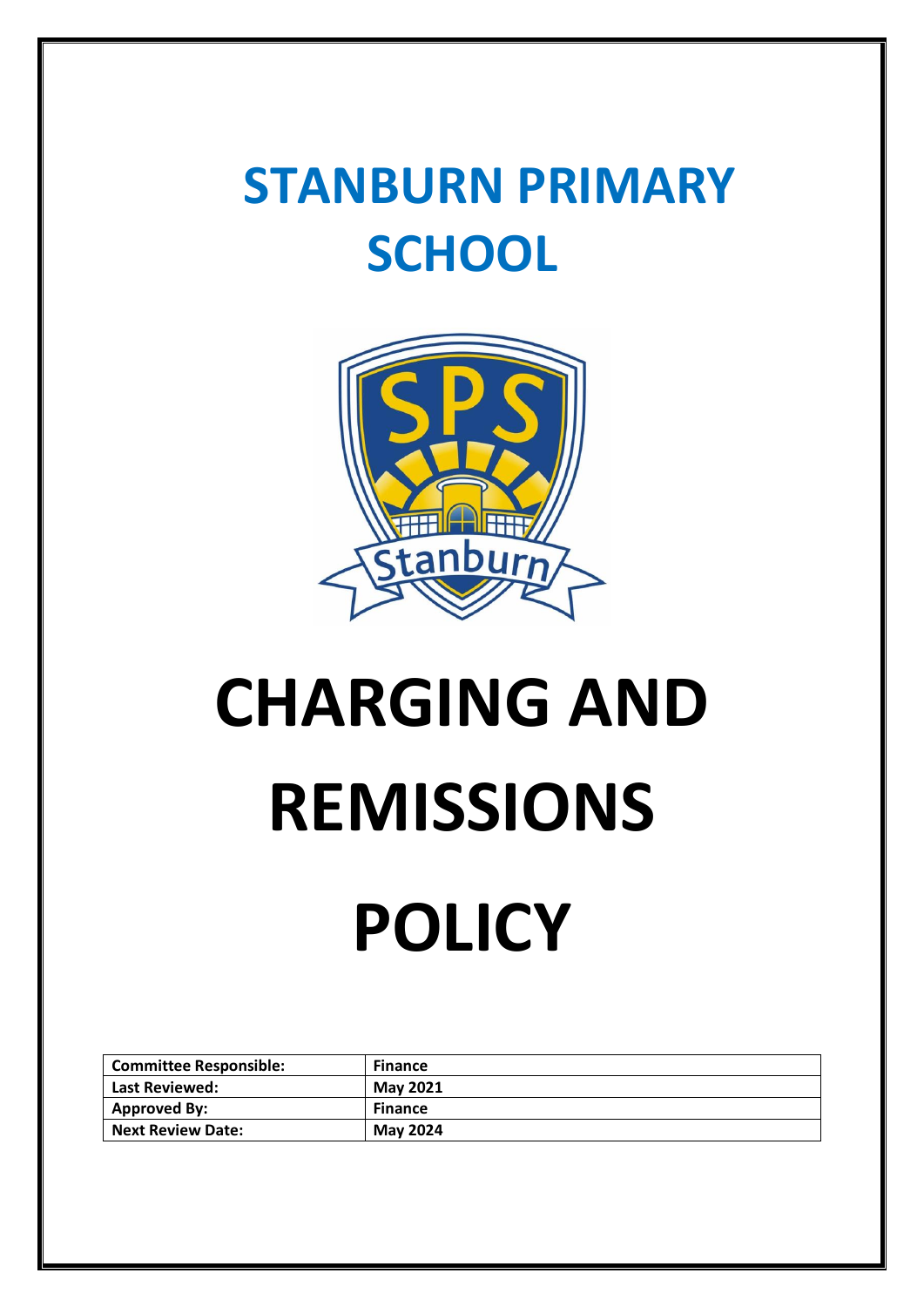# STANBURN PRIMARY SCHOOL

# CHARGING AND REMISSIONS POLICY

| Committee Responsible: | Finance |
|---|---|
| Last Reviewed: | May 2021 |
| Approved By: | Finance |
| Next Review Date: | May 2024 |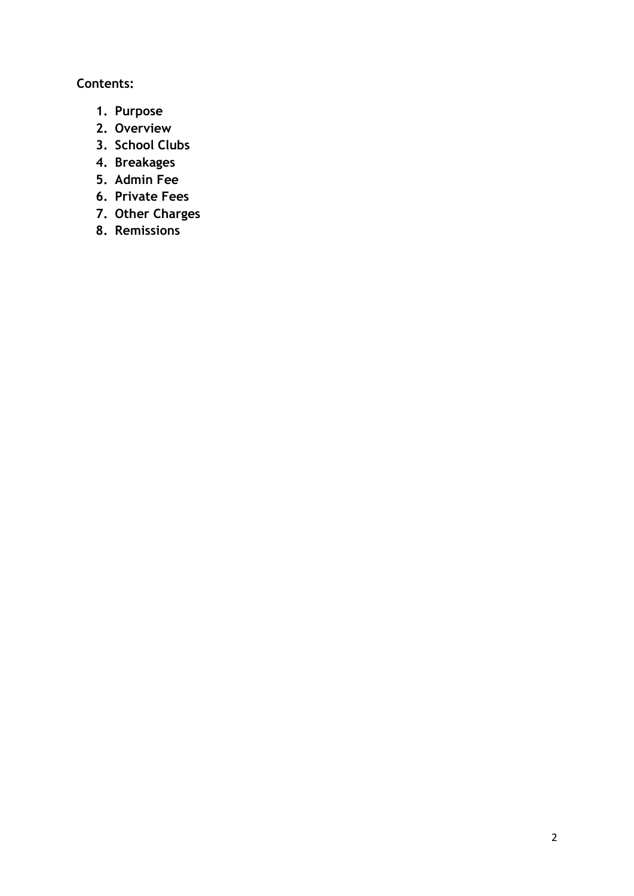**Contents:**

1. **Purpose**
2. **Overview**
3. **School Clubs**
4. **Breakages**
5. **Admin Fee**
6. **Private Fees**
7. **Other Charges**
8. **Remissions**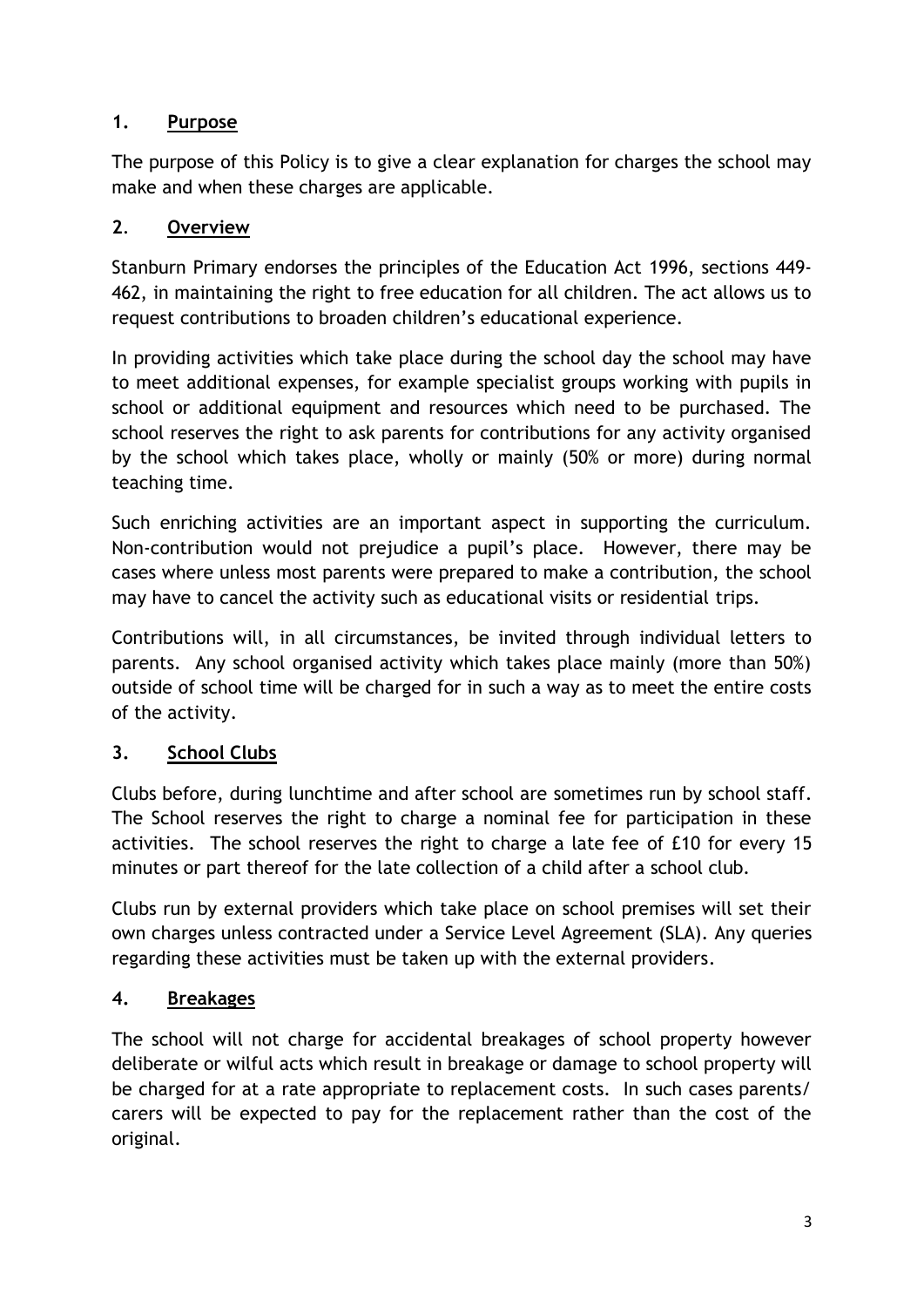## 1. Purpose

The purpose of this Policy is to give a clear explanation for charges the school may make and when these charges are applicable.

## 2. Overview

Stanburn Primary endorses the principles of the Education Act 1996, sections 449-462, in maintaining the right to free education for all children. The act allows us to request contributions to broaden children's educational experience.

In providing activities which take place during the school day the school may have to meet additional expenses, for example specialist groups working with pupils in school or additional equipment and resources which need to be purchased. The school reserves the right to ask parents for contributions for any activity organised by the school which takes place, wholly or mainly (50% or more) during normal teaching time.

Such enriching activities are an important aspect in supporting the curriculum. Non-contribution would not prejudice a pupil's place. However, there may be cases where unless most parents were prepared to make a contribution, the school may have to cancel the activity such as educational visits or residential trips.

Contributions will, in all circumstances, be invited through individual letters to parents. Any school organised activity which takes place mainly (more than 50%) outside of school time will be charged for in such a way as to meet the entire costs of the activity.

## 3. School Clubs

Clubs before, during lunchtime and after school are sometimes run by school staff. The School reserves the right to charge a nominal fee for participation in these activities. The school reserves the right to charge a late fee of £10 for every 15 minutes or part thereof for the late collection of a child after a school club.

Clubs run by external providers which take place on school premises will set their own charges unless contracted under a Service Level Agreement (SLA). Any queries regarding these activities must be taken up with the external providers.

## 4. Breakages

The school will not charge for accidental breakages of school property however deliberate or wilful acts which result in breakage or damage to school property will be charged for at a rate appropriate to replacement costs. In such cases parents/ carers will be expected to pay for the replacement rather than the cost of the original.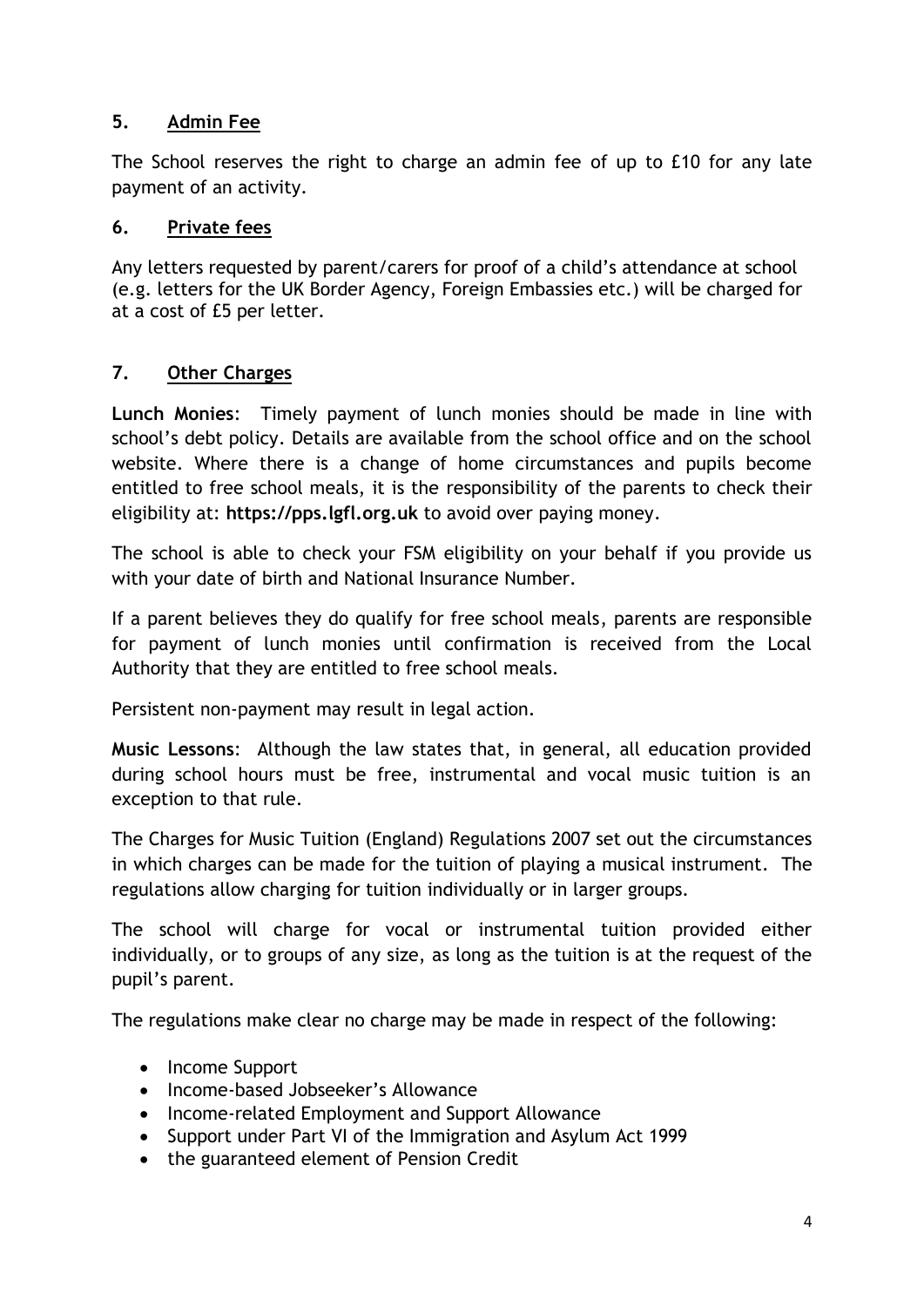## 5. Admin Fee

The School reserves the right to charge an admin fee of up to £10 for any late payment of an activity.

## 6. Private fees

Any letters requested by parent/carers for proof of a child's attendance at school (e.g. letters for the UK Border Agency, Foreign Embassies etc.) will be charged for at a cost of £5 per letter.

## 7. Other Charges

**Lunch Monies**: Timely payment of lunch monies should be made in line with school's debt policy. Details are available from the school office and on the school website. Where there is a change of home circumstances and pupils become entitled to free school meals, it is the responsibility of the parents to check their eligibility at: **https://pps.lgfl.org.uk** to avoid over paying money.

The school is able to check your FSM eligibility on your behalf if you provide us with your date of birth and National Insurance Number.

If a parent believes they do qualify for free school meals, parents are responsible for payment of lunch monies until confirmation is received from the Local Authority that they are entitled to free school meals.

Persistent non-payment may result in legal action.

**Music Lessons**: Although the law states that, in general, all education provided during school hours must be free, instrumental and vocal music tuition is an exception to that rule.

The Charges for Music Tuition (England) Regulations 2007 set out the circumstances in which charges can be made for the tuition of playing a musical instrument. The regulations allow charging for tuition individually or in larger groups.

The school will charge for vocal or instrumental tuition provided either individually, or to groups of any size, as long as the tuition is at the request of the pupil's parent.

The regulations make clear no charge may be made in respect of the following:

- Income Support
- Income-based Jobseeker's Allowance
- Income-related Employment and Support Allowance
- Support under Part VI of the Immigration and Asylum Act 1999
- the guaranteed element of Pension Credit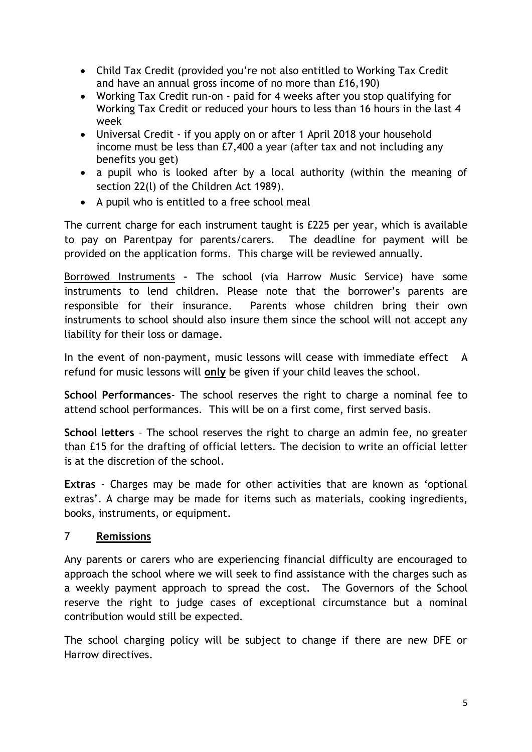- Child Tax Credit (provided you're not also entitled to Working Tax Credit and have an annual gross income of no more than £16,190)
- Working Tax Credit run-on - paid for 4 weeks after you stop qualifying for Working Tax Credit or reduced your hours to less than 16 hours in the last 4 week
- Universal Credit - if you apply on or after 1 April 2018 your household income must be less than £7,400 a year (after tax and not including any benefits you get)
- a pupil who is looked after by a local authority (within the meaning of section 22(l) of the Children Act 1989).
- A pupil who is entitled to a free school meal

The current charge for each instrument taught is £225 per year, which is available to pay on Parentpay for parents/carers. The deadline for payment will be provided on the application forms. This charge will be reviewed annually.

Borrowed Instruments **-** The school (via Harrow Music Service) have some instruments to lend children. Please note that the borrower's parents are responsible for their insurance. Parents whose children bring their own instruments to school should also insure them since the school will not accept any liability for their loss or damage.

In the event of non-payment, music lessons will cease with immediate effect A refund for music lessons will **only** be given if your child leaves the school.

**School Performances**- The school reserves the right to charge a nominal fee to attend school performances. This will be on a first come, first served basis.

**School letters** – The school reserves the right to charge an admin fee, no greater than £15 for the drafting of official letters. The decision to write an official letter is at the discretion of the school.

**Extras** - Charges may be made for other activities that are known as 'optional extras'. A charge may be made for items such as materials, cooking ingredients, books, instruments, or equipment.

## 7 **Remissions**

Any parents or carers who are experiencing financial difficulty are encouraged to approach the school where we will seek to find assistance with the charges such as a weekly payment approach to spread the cost. The Governors of the School reserve the right to judge cases of exceptional circumstance but a nominal contribution would still be expected.

The school charging policy will be subject to change if there are new DFE or Harrow directives.